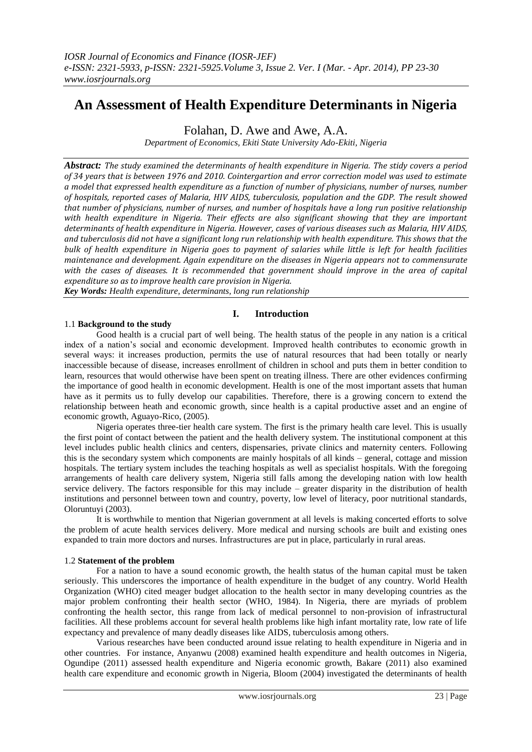# An Assessment of Health Expenditure Determinants in Nigeria

Folahan, D. Awe and Awe, A.A.

*Department of Economics, Ekiti State University Ado-Ekiti, Nigeria*

***Abstract:*** *The study examined the determinants of health expenditure in Nigeria. The stidy covers a period of 34 years that is between 1976 and 2010. Cointergartion and error correction model was used to estimate a model that expressed health expenditure as a function of number of physicians, number of nurses, number of hospitals, reported cases of Malaria, HIV AIDS, tuberculosis, population and the GDP. The result showed that number of physicians, number of nurses, and number of hospitals have a long run positive relationship with health expenditure in Nigeria. Their effects are also significant showing that they are important determinants of health expenditure in Nigeria. However, cases of various diseases such as Malaria, HIV AIDS, and tuberculosis did not have a significant long run relationship with health expenditure. This shows that the bulk of health expenditure in Nigeria goes to payment of salaries while little is left for health facilities maintenance and development. Again expenditure on the diseases in Nigeria appears not to commensurate with the cases of diseases. It is recommended that government should improve in the area of capital expenditure so as to improve health care provision in Nigeria.*

***Key Words:*** *Health expenditure, determinants, long run relationship*

## I. Introduction

### 1.1 **Background to the study**

Good health is a crucial part of well being. The health status of the people in any nation is a critical index of a nation's social and economic development. Improved health contributes to economic growth in several ways: it increases production, permits the use of natural resources that had been totally or nearly inaccessible because of disease, increases enrollment of children in school and puts them in better condition to learn, resources that would otherwise have been spent on treating illness. There are other evidences confirming the importance of good health in economic development. Health is one of the most important assets that human have as it permits us to fully develop our capabilities. Therefore, there is a growing concern to extend the relationship between heath and economic growth, since health is a capital productive asset and an engine of economic growth, Aguayo-Rico, (2005).

Nigeria operates three-tier health care system. The first is the primary health care level. This is usually the first point of contact between the patient and the health delivery system. The institutional component at this level includes public health clinics and centers, dispensaries, private clinics and maternity centers. Following this is the secondary system which components are mainly hospitals of all kinds – general, cottage and mission hospitals. The tertiary system includes the teaching hospitals as well as specialist hospitals. With the foregoing arrangements of health care delivery system, Nigeria still falls among the developing nation with low health service delivery. The factors responsible for this may include – greater disparity in the distribution of health institutions and personnel between town and country, poverty, low level of literacy, poor nutritional standards, Oloruntuyi (2003).

It is worthwhile to mention that Nigerian government at all levels is making concerted efforts to solve the problem of acute health services delivery. More medical and nursing schools are built and existing ones expanded to train more doctors and nurses. Infrastructures are put in place, particularly in rural areas.

### 1.2 **Statement of the problem**

For a nation to have a sound economic growth, the health status of the human capital must be taken seriously. This underscores the importance of health expenditure in the budget of any country. World Health Organization (WHO) cited meager budget allocation to the health sector in many developing countries as the major problem confronting their health sector (WHO, 1984). In Nigeria, there are myriads of problem confronting the health sector, this range from lack of medical personnel to non-provision of infrastructural facilities. All these problems account for several health problems like high infant mortality rate, low rate of life expectancy and prevalence of many deadly diseases like AIDS, tuberculosis among others.

Various researches have been conducted around issue relating to health expenditure in Nigeria and in other countries. For instance, Anyanwu (2008) examined health expenditure and health outcomes in Nigeria, Ogundipe (2011) assessed health expenditure and Nigeria economic growth, Bakare (2011) also examined health care expenditure and economic growth in Nigeria, Bloom (2004) investigated the determinants of health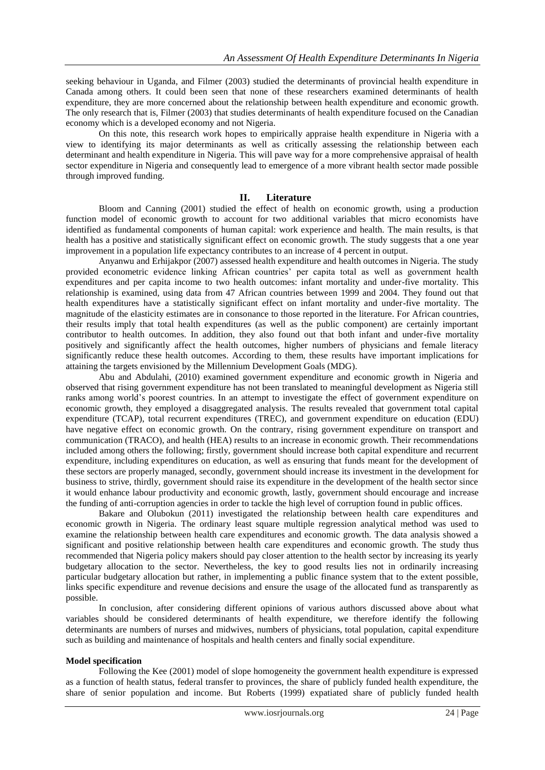seeking behaviour in Uganda, and Filmer (2003) studied the determinants of provincial health expenditure in Canada among others. It could been seen that none of these researchers examined determinants of health expenditure, they are more concerned about the relationship between health expenditure and economic growth. The only research that is, Filmer (2003) that studies determinants of health expenditure focused on the Canadian economy which is a developed economy and not Nigeria.

On this note, this research work hopes to empirically appraise health expenditure in Nigeria with a view to identifying its major determinants as well as critically assessing the relationship between each determinant and health expenditure in Nigeria. This will pave way for a more comprehensive appraisal of health sector expenditure in Nigeria and consequently lead to emergence of a more vibrant health sector made possible through improved funding.

## II. Literature

Bloom and Canning (2001) studied the effect of health on economic growth, using a production function model of economic growth to account for two additional variables that micro economists have identified as fundamental components of human capital: work experience and health. The main results, is that health has a positive and statistically significant effect on economic growth. The study suggests that a one year improvement in a population life expectancy contributes to an increase of 4 percent in output.

Anyanwu and Erhijakpor (2007) assessed health expenditure and health outcomes in Nigeria. The study provided econometric evidence linking African countries' per capita total as well as government health expenditures and per capita income to two health outcomes: infant mortality and under-five mortality. This relationship is examined, using data from 47 African countries between 1999 and 2004. They found out that health expenditures have a statistically significant effect on infant mortality and under-five mortality. The magnitude of the elasticity estimates are in consonance to those reported in the literature. For African countries, their results imply that total health expenditures (as well as the public component) are certainly important contributor to health outcomes. In addition, they also found out that both infant and under-five mortality positively and significantly affect the health outcomes, higher numbers of physicians and female literacy significantly reduce these health outcomes. According to them, these results have important implications for attaining the targets envisioned by the Millennium Development Goals (MDG).

Abu and Abdulahi, (2010) examined government expenditure and economic growth in Nigeria and observed that rising government expenditure has not been translated to meaningful development as Nigeria still ranks among world's poorest countries. In an attempt to investigate the effect of government expenditure on economic growth, they employed a disaggregated analysis. The results revealed that government total capital expenditure (TCAP), total recurrent expenditures (TREC), and government expenditure on education (EDU) have negative effect on economic growth. On the contrary, rising government expenditure on transport and communication (TRACO), and health (HEA) results to an increase in economic growth. Their recommendations included among others the following; firstly, government should increase both capital expenditure and recurrent expenditure, including expenditures on education, as well as ensuring that funds meant for the development of these sectors are properly managed, secondly, government should increase its investment in the development for business to strive, thirdly, government should raise its expenditure in the development of the health sector since it would enhance labour productivity and economic growth, lastly, government should encourage and increase the funding of anti-corruption agencies in order to tackle the high level of corruption found in public offices.

Bakare and Olubokun (2011) investigated the relationship between health care expenditures and economic growth in Nigeria. The ordinary least square multiple regression analytical method was used to examine the relationship between health care expenditures and economic growth. The data analysis showed a significant and positive relationship between health care expenditures and economic growth. The study thus recommended that Nigeria policy makers should pay closer attention to the health sector by increasing its yearly budgetary allocation to the sector. Nevertheless, the key to good results lies not in ordinarily increasing particular budgetary allocation but rather, in implementing a public finance system that to the extent possible, links specific expenditure and revenue decisions and ensure the usage of the allocated fund as transparently as possible.

In conclusion, after considering different opinions of various authors discussed above about what variables should be considered determinants of health expenditure, we therefore identify the following determinants are numbers of nurses and midwives, numbers of physicians, total population, capital expenditure such as building and maintenance of hospitals and health centers and finally social expenditure.

### Model specification

Following the Kee (2001) model of slope homogeneity the government health expenditure is expressed as a function of health status, federal transfer to provinces, the share of publicly funded health expenditure, the share of senior population and income. But Roberts (1999) expatiated share of publicly funded health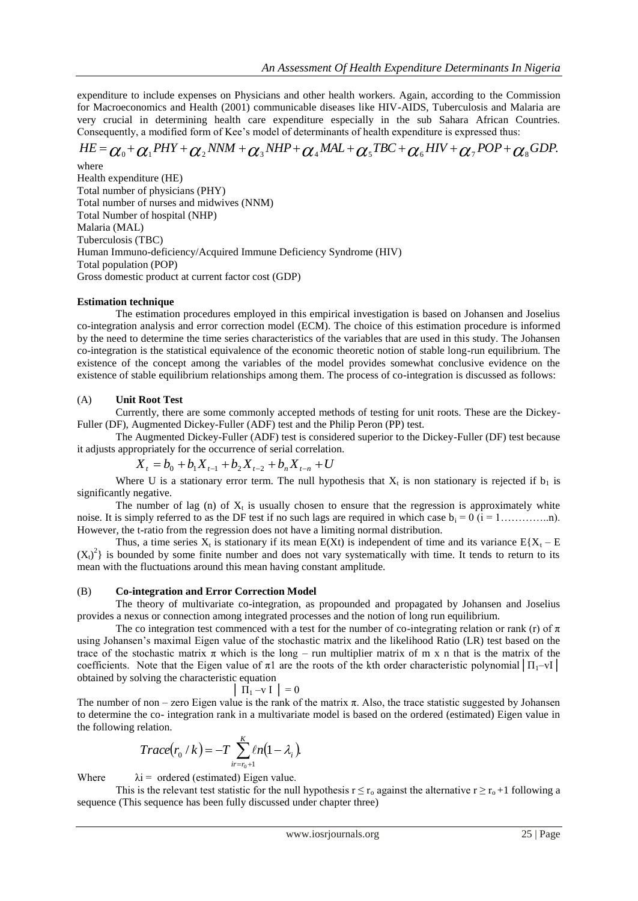expenditure to include expenses on Physicians and other health workers. Again, according to the Commission for Macroeconomics and Health (2001) communicable diseases like HIV-AIDS, Tuberculosis and Malaria are very crucial in determining health care expenditure especially in the sub Sahara African Countries. Consequently, a modified form of Kee's model of determinants of health expenditure is expressed thus:

$$HE = \alpha_0 + \alpha_1 PHY + \alpha_2 NNM + \alpha_3 NHP + \alpha_4 MAL + \alpha_5 TBC + \alpha_6 HIV + \alpha_7 POP + \alpha_8 GDP.$$

where

Health expenditure (HE)
Total number of physicians (PHY)
Total number of nurses and midwives (NNM)
Total Number of hospital (NHP)
Malaria (MAL)
Tuberculosis (TBC)
Human Immuno-deficiency/Acquired Immune Deficiency Syndrome (HIV)
Total population (POP)
Gross domestic product at current factor cost (GDP)

**Estimation technique**

The estimation procedures employed in this empirical investigation is based on Johansen and Joselius co-integration analysis and error correction model (ECM). The choice of this estimation procedure is informed by the need to determine the time series characteristics of the variables that are used in this study. The Johansen co-integration is the statistical equivalence of the economic theoretic notion of stable long-run equilibrium. The existence of the concept among the variables of the model provides somewhat conclusive evidence on the existence of stable equilibrium relationships among them. The process of co-integration is discussed as follows:

(A) **Unit Root Test**

Currently, there are some commonly accepted methods of testing for unit roots. These are the Dickey-Fuller (DF), Augmented Dickey-Fuller (ADF) test and the Philip Peron (PP) test.

The Augmented Dickey-Fuller (ADF) test is considered superior to the Dickey-Fuller (DF) test because it adjusts appropriately for the occurrence of serial correlation.

$$X_t = b_0 + b_1 X_{t-1} + b_2 X_{t-2} + b_n X_{t-n} + U$$

Where U is a stationary error term. The null hypothesis that $X_t$ is non stationary is rejected if $b_1$ is significantly negative.

The number of lag (n) of $X_t$ is usually chosen to ensure that the regression is approximately white noise. It is simply referred to as the DF test if no such lags are required in which case $b_i = 0$ (i = 1…………..n). However, the t-ratio from the regression does not have a limiting normal distribution.

Thus, a time series $X_t$ is stationary if its mean E(Xt) is independent of time and its variance $E\{X_t - E(X_t)^2\}$ is bounded by some finite number and does not vary systematically with time. It tends to return to its mean with the fluctuations around this mean having constant amplitude.

(B) **Co-integration and Error Correction Model**

The theory of multivariate co-integration, as propounded and propagated by Johansen and Joselius provides a nexus or connection among integrated processes and the notion of long run equilibrium.

The co integration test commenced with a test for the number of co-integrating relation or rank (r) of $\pi$ using Johansen's maximal Eigen value of the stochastic matrix and the likelihood Ratio (LR) test based on the trace of the stochastic matrix $\pi$ which is the long – run multiplier matrix of m x n that is the matrix of the coefficients. Note that the Eigen value of $\pi$1 are the roots of the kth order characteristic polynomial $|\Pi_1 - vI|$ obtained by solving the characteristic equation

$$|\Pi_1 - v I| = 0$$

The number of non – zero Eigen value is the rank of the matrix $\pi$. Also, the trace statistic suggested by Johansen to determine the co- integration rank in a multivariate model is based on the ordered (estimated) Eigen value in the following relation.

$$Trace(r_0 / k) = -T \sum_{ir=r_0+1}^{K} \ell n(1 - \lambda_i).$$

Where $\lambda i$ = ordered (estimated) Eigen value.

This is the relevant test statistic for the null hypothesis $r \leq r_o$ against the alternative $r \geq r_o + 1$ following a sequence (This sequence has been fully discussed under chapter three)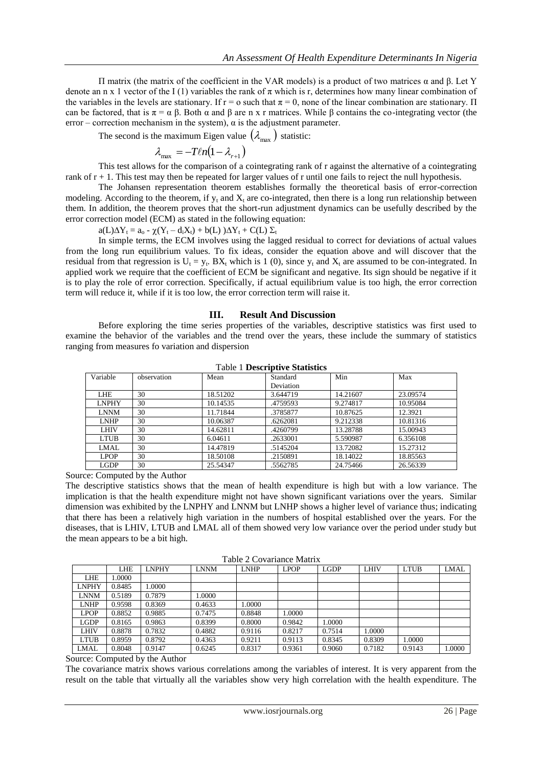Π matrix (the matrix of the coefficient in the VAR models) is a product of two matrices α and β. Let Y denote an n x 1 vector of the I (1) variables the rank of π which is r, determines how many linear combination of the variables in the levels are stationary. If r = o such that π = 0, none of the linear combination are stationary. Π can be factored, that is π = α β. Both α and β are n x r matrices. While β contains the co-integrating vector (the error – correction mechanism in the system), α is the adjustment parameter.

The second is the maximum Eigen value $(\lambda_{max})$ statistic:

$$\lambda_{max} = -T\ell n(1 - \lambda_{r+1})$$

This test allows for the comparison of a cointegrating rank of r against the alternative of a cointegrating rank of r + 1. This test may then be repeated for larger values of r until one fails to reject the null hypothesis.

The Johansen representation theorem establishes formally the theoretical basis of error-correction modeling. According to the theorem, if $y_t$ and $X_t$ are co-integrated, then there is a long run relationship between them. In addition, the theorem proves that the short-run adjustment dynamics can be usefully described by the error correction model (ECM) as stated in the following equation:

$a(L)\Delta Y_t = a_o - \chi(Y_t - d_i X_t) + b(L)\,)\Delta Y_t + C(L)\,\Sigma_t$

In simple terms, the ECM involves using the lagged residual to correct for deviations of actual values from the long run equilibrium values. To fix ideas, consider the equation above and will discover that the residual from that regression is $U_t = y_t$. $BX_t$ which is 1 (0), since $y_t$ and $X_t$ are assumed to be con-integrated. In applied work we require that the coefficient of ECM be significant and negative. Its sign should be negative if it is to play the role of error correction. Specifically, if actual equilibrium value is too high, the error correction term will reduce it, while if it is too low, the error correction term will raise it.

## III. Result And Discussion

Before exploring the time series properties of the variables, descriptive statistics was first used to examine the behavior of the variables and the trend over the years, these include the summary of statistics ranging from measures fo variation and dispersion

Table 1 **Descriptive Statistics**

| Variable | observation | Mean | Standard Deviation | Min | Max |
|---|---|---|---|---|---|
| LHE | 30 | 18.51202 | 3.644719 | 14.21607 | 23.09574 |
| LNPHY | 30 | 10.14535 | .4759593 | 9.274817 | 10.95084 |
| LNNM | 30 | 11.71844 | .3785877 | 10.87625 | 12.3921 |
| LNHP | 30 | 10.06387 | .6262081 | 9.212338 | 10.81316 |
| LHIV | 30 | 14.62811 | .4260799 | 13.28788 | 15.00943 |
| LTUB | 30 | 6.04611 | .2633001 | 5.590987 | 6.356108 |
| LMAL | 30 | 14.47819 | .5145204 | 13.72082 | 15.27312 |
| LPOP | 30 | 18.50108 | .2150891 | 18.14022 | 18.85563 |
| LGDP | 30 | 25.54347 | .5562785 | 24.75466 | 26.56339 |

Source: Computed by the Author

The descriptive statistics shows that the mean of health expenditure is high but with a low variance. The implication is that the health expenditure might not have shown significant variations over the years. Similar dimension was exhibited by the LNPHY and LNNM but LNHP shows a higher level of variance thus; indicating that there has been a relatively high variation in the numbers of hospital established over the years. For the diseases, that is LHIV, LTUB and LMAL all of them showed very low variance over the period under study but the mean appears to be a bit high.

Table 2 Covariance Matrix

| | LHE | LNPHY | LNNM | LNHP | LPOP | LGDP | LHIV | LTUB | LMAL |
|---|---|---|---|---|---|---|---|---|---|
| LHE | 1.0000 | | | | | | | | |
| LNPHY | 0.8485 | 1.0000 | | | | | | | |
| LNNM | 0.5189 | 0.7879 | 1.0000 | | | | | | |
| LNHP | 0.9598 | 0.8369 | 0.4633 | 1.0000 | | | | | |
| LPOP | 0.8852 | 0.9885 | 0.7475 | 0.8848 | 1.0000 | | | | |
| LGDP | 0.8165 | 0.9863 | 0.8399 | 0.8000 | 0.9842 | 1.0000 | | | |
| LHIV | 0.8878 | 0.7832 | 0.4882 | 0.9116 | 0.8217 | 0.7514 | 1.0000 | | |
| LTUB | 0.8959 | 0.8792 | 0.4363 | 0.9211 | 0.9113 | 0.8345 | 0.8309 | 1.0000 | |
| LMAL | 0.8048 | 0.9147 | 0.6245 | 0.8317 | 0.9361 | 0.9060 | 0.7182 | 0.9143 | 1.0000 |

Source: Computed by the Author

The covariance matrix shows various correlations among the variables of interest. It is very apparent from the result on the table that virtually all the variables show very high correlation with the health expenditure. The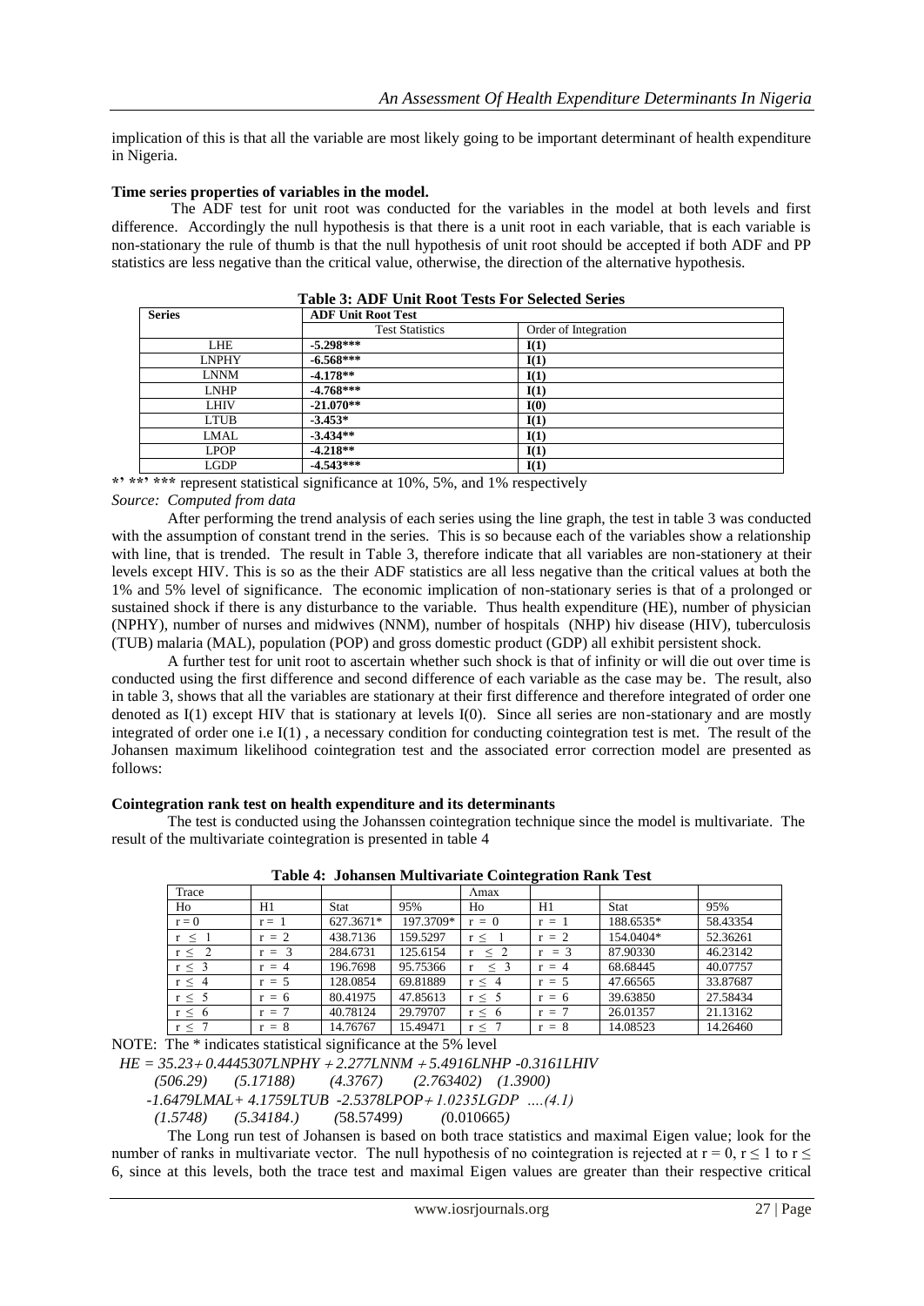implication of this is that all the variable are most likely going to be important determinant of health expenditure in Nigeria.

**Time series properties of variables in the model.**

The ADF test for unit root was conducted for the variables in the model at both levels and first difference. Accordingly the null hypothesis is that there is a unit root in each variable, that is each variable is non-stationary the rule of thumb is that the null hypothesis of unit root should be accepted if both ADF and PP statistics are less negative than the critical value, otherwise, the direction of the alternative hypothesis.

**Table 3: ADF Unit Root Tests For Selected Series**

| Series | ADF Unit Root Test | |
|---|---|---|
| | Test Statistics | Order of Integration |
| LHE | **-5.298\*\*\*** | **I(1)** |
| LNPHY | **-6.568\*\*\*** | **I(1)** |
| LNNM | **-4.178\*\*** | **I(1)** |
| LNHP | **-4.768\*\*\*** | **I(1)** |
| LHIV | **-21.070\*\*** | **I(0)** |
| LTUB | **-3.453\*** | **I(1)** |
| LMAL | **-3.434\*\*** | **I(1)** |
| LPOP | **-4.218\*\*** | **I(1)** |
| LGDP | **-4.543\*\*\*** | **I(1)** |

**\*, \*\*, \*\*\*** represent statistical significance at 10%, 5%, and 1% respectively

*Source: Computed from data*

After performing the trend analysis of each series using the line graph, the test in table 3 was conducted with the assumption of constant trend in the series. This is so because each of the variables show a relationship with line, that is trended. The result in Table 3, therefore indicate that all variables are non-stationery at their levels except HIV. This is so as the their ADF statistics are all less negative than the critical values at both the 1% and 5% level of significance. The economic implication of non-stationary series is that of a prolonged or sustained shock if there is any disturbance to the variable. Thus health expenditure (HE), number of physician (NPHY), number of nurses and midwives (NNM), number of hospitals (NHP) hiv disease (HIV), tuberculosis (TUB) malaria (MAL), population (POP) and gross domestic product (GDP) all exhibit persistent shock.

A further test for unit root to ascertain whether such shock is that of infinity or will die out over time is conducted using the first difference and second difference of each variable as the case may be. The result, also in table 3, shows that all the variables are stationary at their first difference and therefore integrated of order one denoted as I(1) except HIV that is stationary at levels I(0). Since all series are non-stationary and are mostly integrated of order one i.e I(1) , a necessary condition for conducting cointegration test is met. The result of the Johansen maximum likelihood cointegration test and the associated error correction model are presented as follows:

**Cointegration rank test on health expenditure and its determinants**

The test is conducted using the Johanssen cointegration technique since the model is multivariate. The result of the multivariate cointegration is presented in table 4

**Table 4: Johansen Multivariate Cointegration Rank Test**

| Trace | | | | Λmax | | | |
|---|---|---|---|---|---|---|---|
| Ho | H1 | Stat | 95% | Ho | H1 | Stat | 95% |
| $r = 0$ | $r = 1$ | 627.3671* | 197.3709* | $r = 0$ | $r = 1$ | 188.6535* | 58.43354 |
| $r \leq 1$ | $r = 2$ | 438.7136 | 159.5297 | $r \leq 1$ | $r = 2$ | 154.0404* | 52.36261 |
| $r \leq 2$ | $r = 3$ | 284.6731 | 125.6154 | $r \leq 2$ | $r = 3$ | 87.90330 | 46.23142 |
| $r \leq 3$ | $r = 4$ | 196.7698 | 95.75366 | $r \leq 3$ | $r = 4$ | 68.68445 | 40.07757 |
| $r \leq 4$ | $r = 5$ | 128.0854 | 69.81889 | $r \leq 4$ | $r = 5$ | 47.66565 | 33.87687 |
| $r \leq 5$ | $r = 6$ | 80.41975 | 47.85613 | $r \leq 5$ | $r = 6$ | 39.63850 | 27.58434 |
| $r \leq 6$ | $r = 7$ | 40.78124 | 29.79707 | $r \leq 6$ | $r = 7$ | 26.01357 | 21.13162 |
| $r \leq 7$ | $r = 8$ | 14.76767 | 15.49471 | $r \leq 7$ | $r = 8$ | 14.08523 | 14.26460 |

NOTE: The * indicates statistical significance at the 5% level

$$HE = 35.23 + 0.4445307LNPHY + 2.277LNNM + 5.4916LNHP - 0.3161LHIV$$

$$(506.29) \quad (5.17188) \quad (4.3767) \quad (2.763402) \quad (1.3900)$$

$$-1.6479LMAL + 4.1759LTUB - 2.5378LPOP + 1.0235LGDP \quad \ldots(4.1)$$

$$(1.5748) \quad (5.34184.) \quad (58.57499) \quad (0.010665)$$

The Long run test of Johansen is based on both trace statistics and maximal Eigen value; look for the number of ranks in multivariate vector. The null hypothesis of no cointegration is rejected at $r = 0$, $r \leq 1$ to $r \leq 6$, since at this levels, both the trace test and maximal Eigen values are greater than their respective critical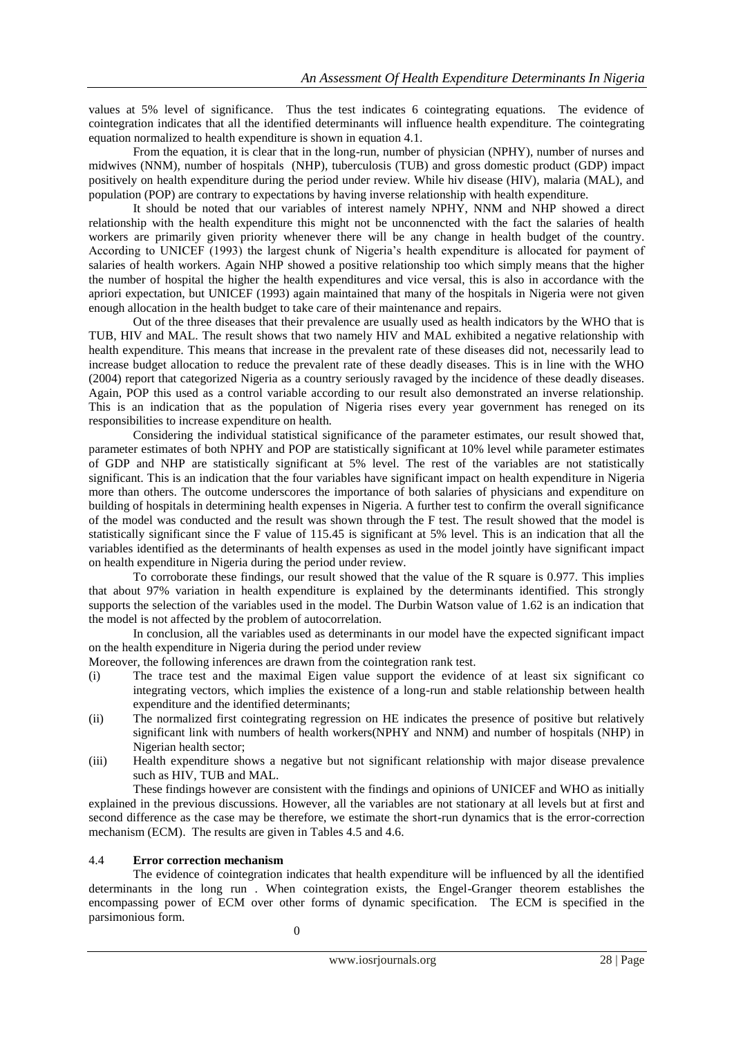values at 5% level of significance. Thus the test indicates 6 cointegrating equations. The evidence of cointegration indicates that all the identified determinants will influence health expenditure. The cointegrating equation normalized to health expenditure is shown in equation 4.1.

From the equation, it is clear that in the long-run, number of physician (NPHY), number of nurses and midwives (NNM), number of hospitals (NHP), tuberculosis (TUB) and gross domestic product (GDP) impact positively on health expenditure during the period under review. While hiv disease (HIV), malaria (MAL), and population (POP) are contrary to expectations by having inverse relationship with health expenditure.

It should be noted that our variables of interest namely NPHY, NNM and NHP showed a direct relationship with the health expenditure this might not be unconnencted with the fact the salaries of health workers are primarily given priority whenever there will be any change in health budget of the country. According to UNICEF (1993) the largest chunk of Nigeria's health expenditure is allocated for payment of salaries of health workers. Again NHP showed a positive relationship too which simply means that the higher the number of hospital the higher the health expenditures and vice versal, this is also in accordance with the apriori expectation, but UNICEF (1993) again maintained that many of the hospitals in Nigeria were not given enough allocation in the health budget to take care of their maintenance and repairs.

Out of the three diseases that their prevalence are usually used as health indicators by the WHO that is TUB, HIV and MAL. The result shows that two namely HIV and MAL exhibited a negative relationship with health expenditure. This means that increase in the prevalent rate of these diseases did not, necessarily lead to increase budget allocation to reduce the prevalent rate of these deadly diseases. This is in line with the WHO (2004) report that categorized Nigeria as a country seriously ravaged by the incidence of these deadly diseases. Again, POP this used as a control variable according to our result also demonstrated an inverse relationship. This is an indication that as the population of Nigeria rises every year government has reneged on its responsibilities to increase expenditure on health.

Considering the individual statistical significance of the parameter estimates, our result showed that, parameter estimates of both NPHY and POP are statistically significant at 10% level while parameter estimates of GDP and NHP are statistically significant at 5% level. The rest of the variables are not statistically significant. This is an indication that the four variables have significant impact on health expenditure in Nigeria more than others. The outcome underscores the importance of both salaries of physicians and expenditure on building of hospitals in determining health expenses in Nigeria. A further test to confirm the overall significance of the model was conducted and the result was shown through the F test. The result showed that the model is statistically significant since the F value of 115.45 is significant at 5% level. This is an indication that all the variables identified as the determinants of health expenses as used in the model jointly have significant impact on health expenditure in Nigeria during the period under review.

To corroborate these findings, our result showed that the value of the R square is 0.977. This implies that about 97% variation in health expenditure is explained by the determinants identified. This strongly supports the selection of the variables used in the model. The Durbin Watson value of 1.62 is an indication that the model is not affected by the problem of autocorrelation.

In conclusion, all the variables used as determinants in our model have the expected significant impact on the health expenditure in Nigeria during the period under review

Moreover, the following inferences are drawn from the cointegration rank test.

(i) The trace test and the maximal Eigen value support the evidence of at least six significant co integrating vectors, which implies the existence of a long-run and stable relationship between health expenditure and the identified determinants;

(ii) The normalized first cointegrating regression on HE indicates the presence of positive but relatively significant link with numbers of health workers(NPHY and NNM) and number of hospitals (NHP) in Nigerian health sector;

(iii) Health expenditure shows a negative but not significant relationship with major disease prevalence such as HIV, TUB and MAL.

These findings however are consistent with the findings and opinions of UNICEF and WHO as initially explained in the previous discussions. However, all the variables are not stationary at all levels but at first and second difference as the case may be therefore, we estimate the short-run dynamics that is the error-correction mechanism (ECM). The results are given in Tables 4.5 and 4.6.

### 4.4 **Error correction mechanism**

The evidence of cointegration indicates that health expenditure will be influenced by all the identified determinants in the long run . When cointegration exists, the Engel-Granger theorem establishes the encompassing power of ECM over other forms of dynamic specification. The ECM is specified in the parsimonious form.

0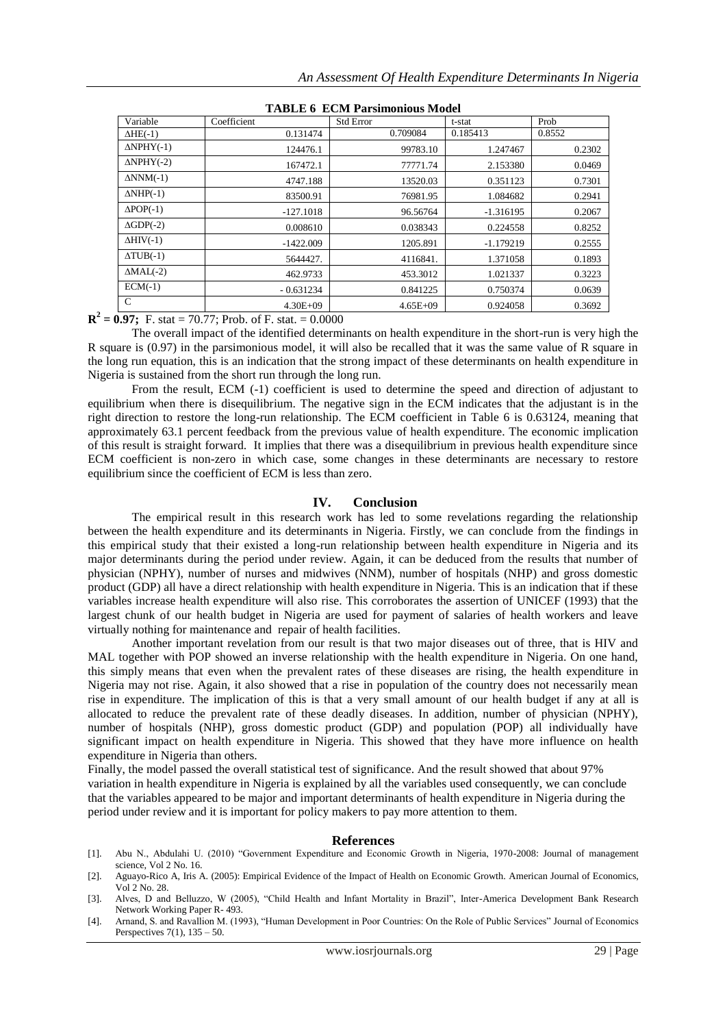**TABLE 6 ECM Parsimonious Model**

| Variable | Coefficient | Std Error | t-stat | Prob |
|---|---|---|---|---|
| ΔHE(-1) | 0.131474 | 0.709084 | 0.185413 | 0.8552 |
| ΔNPHY(-1) | 124476.1 | 99783.10 | 1.247467 | 0.2302 |
| ΔNPHY(-2) | 167472.1 | 77771.74 | 2.153380 | 0.0469 |
| ΔNNM(-1) | 4747.188 | 13520.03 | 0.351123 | 0.7301 |
| ΔNHP(-1) | 83500.91 | 76981.95 | 1.084682 | 0.2941 |
| ΔPOP(-1) | -127.1018 | 96.56764 | -1.316195 | 0.2067 |
| ΔGDP(-2) | 0.008610 | 0.038343 | 0.224558 | 0.8252 |
| ΔHIV(-1) | -1422.009 | 1205.891 | -1.179219 | 0.2555 |
| ΔTUB(-1) | 5644427. | 4116841. | 1.371058 | 0.1893 |
| ΔMAL(-2) | 462.9733 | 453.3012 | 1.021337 | 0.3223 |
| ECM(-1) | - 0.631234 | 0.841225 | 0.750374 | 0.0639 |
| C | 4.30E+09 | 4.65E+09 | 0.924058 | 0.3692 |

**$R^2$ = 0.97;** F. stat = 70.77; Prob. of F. stat. = 0.0000

The overall impact of the identified determinants on health expenditure in the short-run is very high the R square is (0.97) in the parsimonious model, it will also be recalled that it was the same value of R square in the long run equation, this is an indication that the strong impact of these determinants on health expenditure in Nigeria is sustained from the short run through the long run.

From the result, ECM (-1) coefficient is used to determine the speed and direction of adjustant to equilibrium when there is disequilibrium. The negative sign in the ECM indicates that the adjustant is in the right direction to restore the long-run relationship. The ECM coefficient in Table 6 is 0.63124, meaning that approximately 63.1 percent feedback from the previous value of health expenditure. The economic implication of this result is straight forward. It implies that there was a disequilibrium in previous health expenditure since ECM coefficient is non-zero in which case, some changes in these determinants are necessary to restore equilibrium since the coefficient of ECM is less than zero.

## IV. Conclusion

The empirical result in this research work has led to some revelations regarding the relationship between the health expenditure and its determinants in Nigeria. Firstly, we can conclude from the findings in this empirical study that their existed a long-run relationship between health expenditure in Nigeria and its major determinants during the period under review. Again, it can be deduced from the results that number of physician (NPHY), number of nurses and midwives (NNM), number of hospitals (NHP) and gross domestic product (GDP) all have a direct relationship with health expenditure in Nigeria. This is an indication that if these variables increase health expenditure will also rise. This corroborates the assertion of UNICEF (1993) that the largest chunk of our health budget in Nigeria are used for payment of salaries of health workers and leave virtually nothing for maintenance and repair of health facilities.

Another important revelation from our result is that two major diseases out of three, that is HIV and MAL together with POP showed an inverse relationship with the health expenditure in Nigeria. On one hand, this simply means that even when the prevalent rates of these diseases are rising, the health expenditure in Nigeria may not rise. Again, it also showed that a rise in population of the country does not necessarily mean rise in expenditure. The implication of this is that a very small amount of our health budget if any at all is allocated to reduce the prevalent rate of these deadly diseases. In addition, number of physician (NPHY), number of hospitals (NHP), gross domestic product (GDP) and population (POP) all individually have significant impact on health expenditure in Nigeria. This showed that they have more influence on health expenditure in Nigeria than others.

Finally, the model passed the overall statistical test of significance. And the result showed that about 97% variation in health expenditure in Nigeria is explained by all the variables used consequently, we can conclude that the variables appeared to be major and important determinants of health expenditure in Nigeria during the period under review and it is important for policy makers to pay more attention to them.

## References

[1]. Abu N., Abdulahi U. (2010) "Government Expenditure and Economic Growth in Nigeria, 1970-2008: Journal of management science, Vol 2 No. 16.

[2]. Aguayo-Rico A, Iris A. (2005): Empirical Evidence of the Impact of Health on Economic Growth. American Journal of Economics, Vol 2 No. 28.

[3]. Alves, D and Belluzzo, W (2005), "Child Health and Infant Mortality in Brazil", Inter-America Development Bank Research Network Working Paper R- 493.

[4]. Arnand, S. and Ravallion M. (1993), "Human Development in Poor Countries: On the Role of Public Services" Journal of Economics Perspectives 7(1), 135 – 50.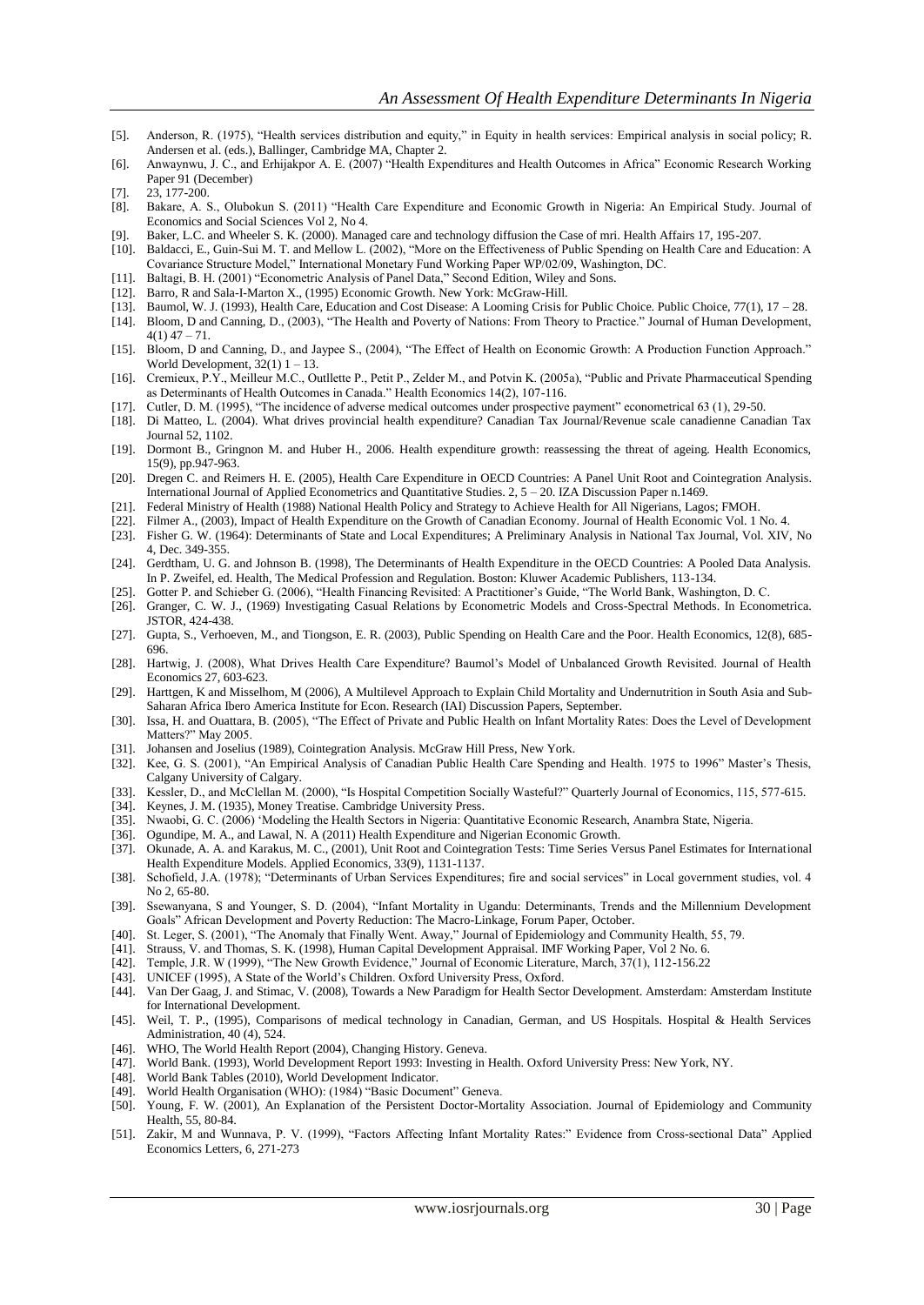[5]. Anderson, R. (1975), "Health services distribution and equity," in Equity in health services: Empirical analysis in social policy; R. Andersen et al. (eds.), Ballinger, Cambridge MA, Chapter 2.

[6]. Anwaynwu, J. C., and Erhijakpor A. E. (2007) "Health Expenditures and Health Outcomes in Africa" Economic Research Working Paper 91 (December)

[7]. 23, 177-200.

[8]. Bakare, A. S., Olubokun S. (2011) "Health Care Expenditure and Economic Growth in Nigeria: An Empirical Study. Journal of Economics and Social Sciences Vol 2, No 4.

[9]. Baker, L.C. and Wheeler S. K. (2000). Managed care and technology diffusion the Case of mri. Health Affairs 17, 195-207.

[10]. Baldacci, E., Guin-Sui M. T. and Mellow L. (2002), "More on the Effectiveness of Public Spending on Health Care and Education: A Covariance Structure Model," International Monetary Fund Working Paper WP/02/09, Washington, DC.

[11]. Baltagi, B. H. (2001) "Econometric Analysis of Panel Data," Second Edition, Wiley and Sons.

[12]. Barro, R and Sala-I-Marton X., (1995) Economic Growth. New York: McGraw-Hill.

[13]. Baumol, W. J. (1993), Health Care, Education and Cost Disease: A Looming Crisis for Public Choice. Public Choice, 77(1), 17 – 28.

[14]. Bloom, D and Canning, D., (2003), "The Health and Poverty of Nations: From Theory to Practice." Journal of Human Development, 4(1) 47 – 71.

[15]. Bloom, D and Canning, D., and Jaypee S., (2004), "The Effect of Health on Economic Growth: A Production Function Approach." World Development, 32(1) 1 – 13.

[16]. Cremieux, P.Y., Meilleur M.C., Outllette P., Petit P., Zelder M., and Potvin K. (2005a), "Public and Private Pharmaceutical Spending as Determinants of Health Outcomes in Canada." Health Economics 14(2), 107-116.

[17]. Cutler, D. M. (1995), "The incidence of adverse medical outcomes under prospective payment" econometrical 63 (1), 29-50.

[18]. Di Matteo, L. (2004). What drives provincial health expenditure? Canadian Tax Journal/Revenue scale canadienne Canadian Tax Journal 52, 1102.

[19]. Dormont B., Gringnon M. and Huber H., 2006. Health expenditure growth: reassessing the threat of ageing. Health Economics, 15(9), pp.947-963.

[20]. Dregen C. and Reimers H. E. (2005), Health Care Expenditure in OECD Countries: A Panel Unit Root and Cointegration Analysis. International Journal of Applied Econometrics and Quantitative Studies. 2, 5 – 20. IZA Discussion Paper n.1469.

[21]. Federal Ministry of Health (1988) National Health Policy and Strategy to Achieve Health for All Nigerians, Lagos; FMOH.

[22]. Filmer A., (2003), Impact of Health Expenditure on the Growth of Canadian Economy. Journal of Health Economic Vol. 1 No. 4.

[23]. Fisher G. W. (1964): Determinants of State and Local Expenditures; A Preliminary Analysis in National Tax Journal, Vol. XIV, No 4, Dec. 349-355.

[24]. Gerdtham, U. G. and Johnson B. (1998), The Determinants of Health Expenditure in the OECD Countries: A Pooled Data Analysis. In P. Zweifel, ed. Health, The Medical Profession and Regulation. Boston: Kluwer Academic Publishers, 113-134.

[25]. Gotter P. and Schieber G. (2006), "Health Financing Revisited: A Practitioner's Guide, "The World Bank, Washington, D. C.

[26]. Granger, C. W. J., (1969) Investigating Casual Relations by Econometric Models and Cross-Spectral Methods. In Econometrica. JSTOR, 424-438.

[27]. Gupta, S., Verhoeven, M., and Tiongson, E. R. (2003), Public Spending on Health Care and the Poor. Health Economics, 12(8), 685-696.

[28]. Hartwig, J. (2008), What Drives Health Care Expenditure? Baumol's Model of Unbalanced Growth Revisited. Journal of Health Economics 27, 603-623.

[29]. Harttgen, K and Misselhom, M (2006), A Multilevel Approach to Explain Child Mortality and Undernutrition in South Asia and Sub-Saharan Africa Ibero America Institute for Econ. Research (IAI) Discussion Papers, September.

[30]. Issa, H. and Ouattara, B. (2005), "The Effect of Private and Public Health on Infant Mortality Rates: Does the Level of Development Matters?" May 2005.

[31]. Johansen and Joselius (1989), Cointegration Analysis. McGraw Hill Press, New York.

[32]. Kee, G. S. (2001), "An Empirical Analysis of Canadian Public Health Care Spending and Health. 1975 to 1996" Master's Thesis, Calgany University of Calgary.

[33]. Kessler, D., and McClellan M. (2000), "Is Hospital Competition Socially Wasteful?" Quarterly Journal of Economics, 115, 577-615.

[34]. Keynes, J. M. (1935), Money Treatise. Cambridge University Press.

[35]. Nwaobi, G. C. (2006) 'Modeling the Health Sectors in Nigeria: Quantitative Economic Research, Anambra State, Nigeria.

[36]. Ogundipe, M. A., and Lawal, N. A (2011) Health Expenditure and Nigerian Economic Growth.

[37]. Okunade, A. A. and Karakus, M. C., (2001), Unit Root and Cointegration Tests: Time Series Versus Panel Estimates for International Health Expenditure Models. Applied Economics, 33(9), 1131-1137.

[38]. Schofield, J.A. (1978); "Determinants of Urban Services Expenditures; fire and social services" in Local government studies, vol. 4 No 2, 65-80.

[39]. Ssewanyana, S and Younger, S. D. (2004), "Infant Mortality in Ugandu: Determinants, Trends and the Millennium Development Goals" African Development and Poverty Reduction: The Macro-Linkage, Forum Paper, October.

[40]. St. Leger, S. (2001), "The Anomaly that Finally Went. Away," Journal of Epidemiology and Community Health, 55, 79.

[41]. Strauss, V. and Thomas, S. K. (1998), Human Capital Development Appraisal. IMF Working Paper, Vol 2 No. 6.

[42]. Temple, J.R. W (1999), "The New Growth Evidence," Journal of Economic Literature, March, 37(1), 112-156.22

[43]. UNICEF (1995), A State of the World's Children. Oxford University Press, Oxford.

[44]. Van Der Gaag, J. and Stimac, V. (2008), Towards a New Paradigm for Health Sector Development. Amsterdam: Amsterdam Institute for International Development.

[45]. Weil, T. P., (1995), Comparisons of medical technology in Canadian, German, and US Hospitals. Hospital & Health Services Administration, 40 (4), 524.

[46]. WHO, The World Health Report (2004), Changing History. Geneva.

[47]. World Bank. (1993), World Development Report 1993: Investing in Health. Oxford University Press: New York, NY.

[48]. World Bank Tables (2010), World Development Indicator.

[49]. World Health Organisation (WHO): (1984) "Basic Document" Geneva.

[50]. Young, F. W. (2001), An Explanation of the Persistent Doctor-Mortality Association. Journal of Epidemiology and Community Health, 55, 80-84.

[51]. Zakir, M and Wunnava, P. V. (1999), "Factors Affecting Infant Mortality Rates:" Evidence from Cross-sectional Data" Applied Economics Letters, 6, 271-273